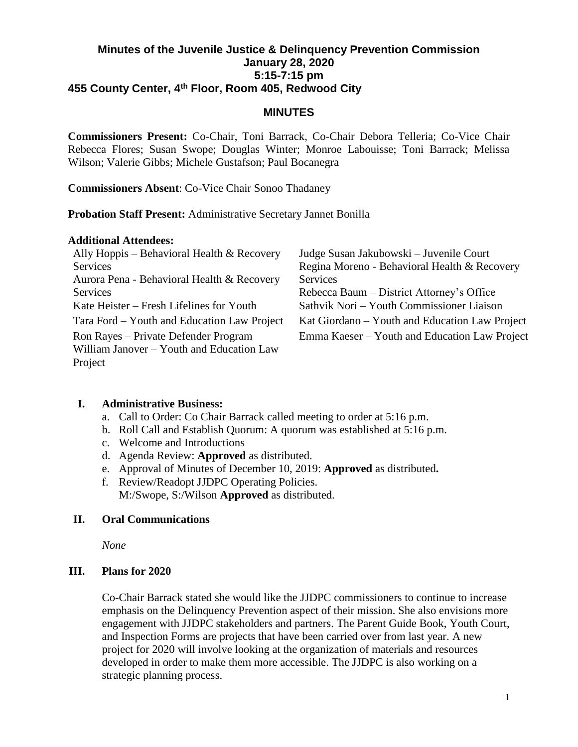# Minutes of the Juvenile Justice & Delinquency Prevention Commission
## January 28, 2020
## 5:15-7:15 pm
## 455 County Center, 4th Floor, Room 405, Redwood City

## MINUTES

**Commissioners Present:** Co-Chair, Toni Barrack, Co-Chair Debora Telleria; Co-Vice Chair Rebecca Flores; Susan Swope; Douglas Winter; Monroe Labouisse; Toni Barrack; Melissa Wilson; Valerie Gibbs; Michele Gustafson; Paul Bocanegra

**Commissioners Absent**: Co-Vice Chair Sonoo Thadaney

**Probation Staff Present:** Administrative Secretary Jannet Bonilla

**Additional Attendees:**

Ally Hoppis – Behavioral Health & Recovery Services
Aurora Pena - Behavioral Health & Recovery Services
Kate Heister – Fresh Lifelines for Youth
Tara Ford – Youth and Education Law Project
Ron Rayes – Private Defender Program
William Janover – Youth and Education Law Project
Judge Susan Jakubowski – Juvenile Court
Regina Moreno - Behavioral Health & Recovery Services
Rebecca Baum – District Attorney's Office
Sathvik Nori – Youth Commissioner Liaison
Kat Giordano – Youth and Education Law Project
Emma Kaeser – Youth and Education Law Project

**I. Administrative Business:**

a. Call to Order: Co Chair Barrack called meeting to order at 5:16 p.m.
b. Roll Call and Establish Quorum: A quorum was established at 5:16 p.m.
c. Welcome and Introductions
d. Agenda Review: **Approved** as distributed.
e. Approval of Minutes of December 10, 2019: **Approved** as distributed**.**
f. Review/Readopt JJDPC Operating Policies.
   M:/Swope, S:/Wilson **Approved** as distributed.

**II. Oral Communications**

*None*

**III. Plans for 2020**

Co-Chair Barrack stated she would like the JJDPC commissioners to continue to increase emphasis on the Delinquency Prevention aspect of their mission. She also envisions more engagement with JJDPC stakeholders and partners. The Parent Guide Book, Youth Court, and Inspection Forms are projects that have been carried over from last year. A new project for 2020 will involve looking at the organization of materials and resources developed in order to make them more accessible. The JJDPC is also working on a strategic planning process.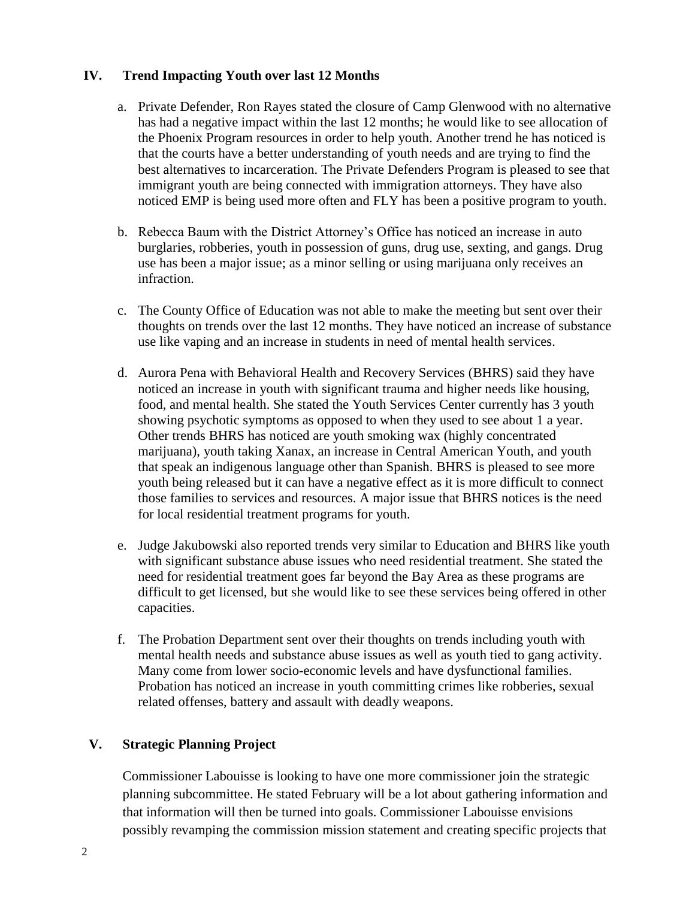## IV. Trend Impacting Youth over last 12 Months

a. Private Defender, Ron Rayes stated the closure of Camp Glenwood with no alternative has had a negative impact within the last 12 months; he would like to see allocation of the Phoenix Program resources in order to help youth. Another trend he has noticed is that the courts have a better understanding of youth needs and are trying to find the best alternatives to incarceration. The Private Defenders Program is pleased to see that immigrant youth are being connected with immigration attorneys. They have also noticed EMP is being used more often and FLY has been a positive program to youth.

b. Rebecca Baum with the District Attorney's Office has noticed an increase in auto burglaries, robberies, youth in possession of guns, drug use, sexting, and gangs. Drug use has been a major issue; as a minor selling or using marijuana only receives an infraction.

c. The County Office of Education was not able to make the meeting but sent over their thoughts on trends over the last 12 months. They have noticed an increase of substance use like vaping and an increase in students in need of mental health services.

d. Aurora Pena with Behavioral Health and Recovery Services (BHRS) said they have noticed an increase in youth with significant trauma and higher needs like housing, food, and mental health. She stated the Youth Services Center currently has 3 youth showing psychotic symptoms as opposed to when they used to see about 1 a year. Other trends BHRS has noticed are youth smoking wax (highly concentrated marijuana), youth taking Xanax, an increase in Central American Youth, and youth that speak an indigenous language other than Spanish. BHRS is pleased to see more youth being released but it can have a negative effect as it is more difficult to connect those families to services and resources. A major issue that BHRS notices is the need for local residential treatment programs for youth.

e. Judge Jakubowski also reported trends very similar to Education and BHRS like youth with significant substance abuse issues who need residential treatment. She stated the need for residential treatment goes far beyond the Bay Area as these programs are difficult to get licensed, but she would like to see these services being offered in other capacities.

f. The Probation Department sent over their thoughts on trends including youth with mental health needs and substance abuse issues as well as youth tied to gang activity. Many come from lower socio-economic levels and have dysfunctional families. Probation has noticed an increase in youth committing crimes like robberies, sexual related offenses, battery and assault with deadly weapons.

## V. Strategic Planning Project

Commissioner Labouisse is looking to have one more commissioner join the strategic planning subcommittee. He stated February will be a lot about gathering information and that information will then be turned into goals. Commissioner Labouisse envisions possibly revamping the commission mission statement and creating specific projects that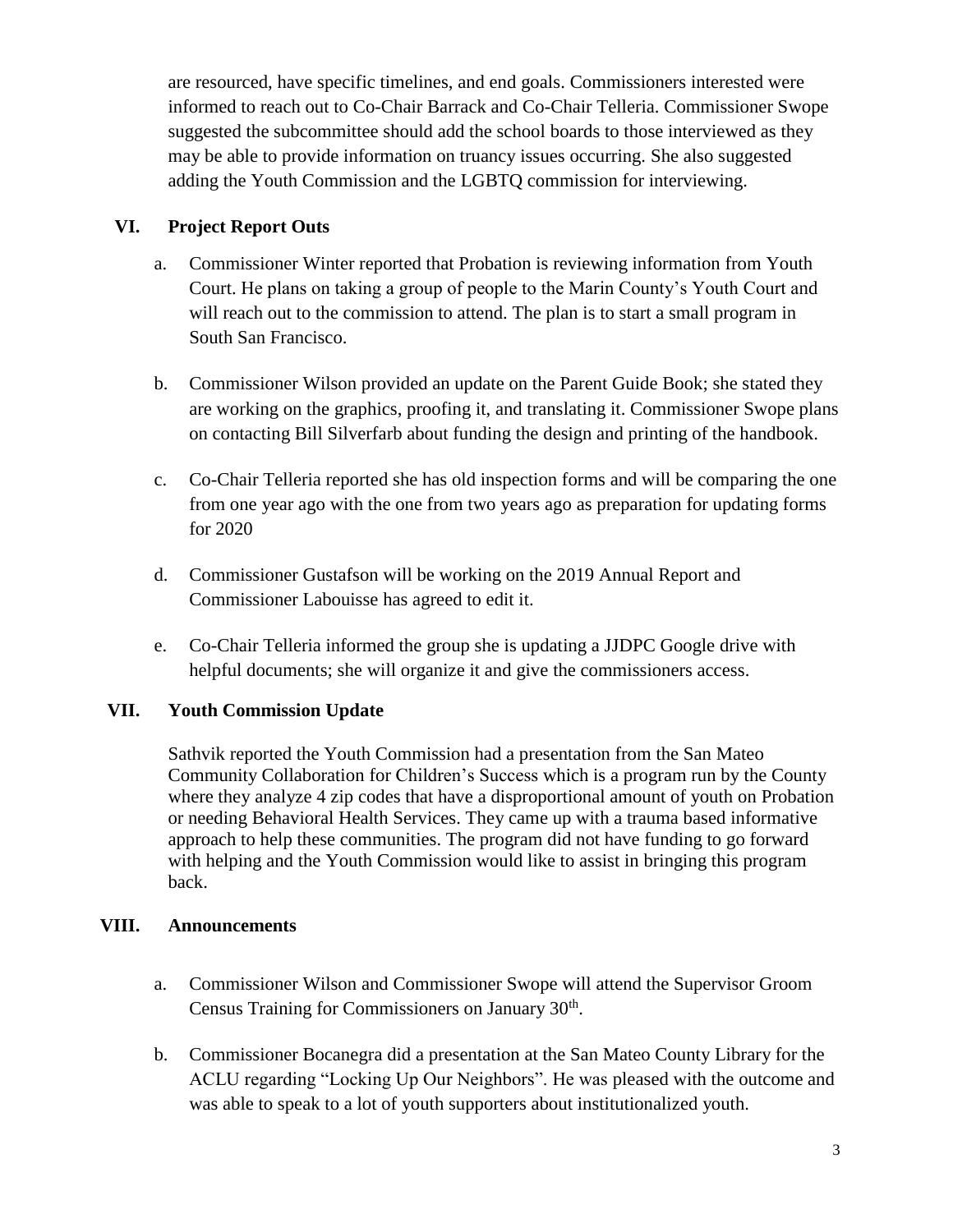are resourced, have specific timelines, and end goals. Commissioners interested were informed to reach out to Co-Chair Barrack and Co-Chair Telleria. Commissioner Swope suggested the subcommittee should add the school boards to those interviewed as they may be able to provide information on truancy issues occurring. She also suggested adding the Youth Commission and the LGBTQ commission for interviewing.

## VI. Project Report Outs

a. Commissioner Winter reported that Probation is reviewing information from Youth Court. He plans on taking a group of people to the Marin County's Youth Court and will reach out to the commission to attend. The plan is to start a small program in South San Francisco.

b. Commissioner Wilson provided an update on the Parent Guide Book; she stated they are working on the graphics, proofing it, and translating it. Commissioner Swope plans on contacting Bill Silverfarb about funding the design and printing of the handbook.

c. Co-Chair Telleria reported she has old inspection forms and will be comparing the one from one year ago with the one from two years ago as preparation for updating forms for 2020

d. Commissioner Gustafson will be working on the 2019 Annual Report and Commissioner Labouisse has agreed to edit it.

e. Co-Chair Telleria informed the group she is updating a JJDPC Google drive with helpful documents; she will organize it and give the commissioners access.

## VII. Youth Commission Update

Sathvik reported the Youth Commission had a presentation from the San Mateo Community Collaboration for Children's Success which is a program run by the County where they analyze 4 zip codes that have a disproportional amount of youth on Probation or needing Behavioral Health Services. They came up with a trauma based informative approach to help these communities. The program did not have funding to go forward with helping and the Youth Commission would like to assist in bringing this program back.

## VIII. Announcements

a. Commissioner Wilson and Commissioner Swope will attend the Supervisor Groom Census Training for Commissioners on January 30th.

b. Commissioner Bocanegra did a presentation at the San Mateo County Library for the ACLU regarding "Locking Up Our Neighbors". He was pleased with the outcome and was able to speak to a lot of youth supporters about institutionalized youth.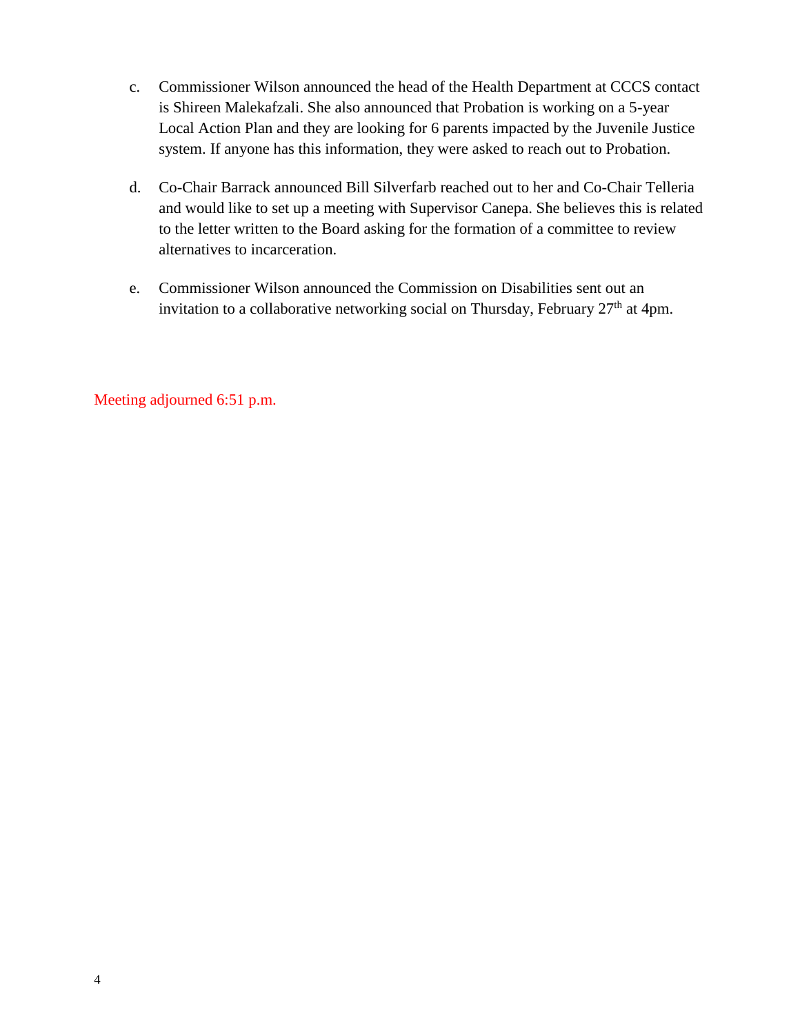c. Commissioner Wilson announced the head of the Health Department at CCCS contact is Shireen Malekafzali. She also announced that Probation is working on a 5-year Local Action Plan and they are looking for 6 parents impacted by the Juvenile Justice system. If anyone has this information, they were asked to reach out to Probation.

d. Co-Chair Barrack announced Bill Silverfarb reached out to her and Co-Chair Telleria and would like to set up a meeting with Supervisor Canepa. She believes this is related to the letter written to the Board asking for the formation of a committee to review alternatives to incarceration.

e. Commissioner Wilson announced the Commission on Disabilities sent out an invitation to a collaborative networking social on Thursday, February 27th at 4pm.

Meeting adjourned 6:51 p.m.